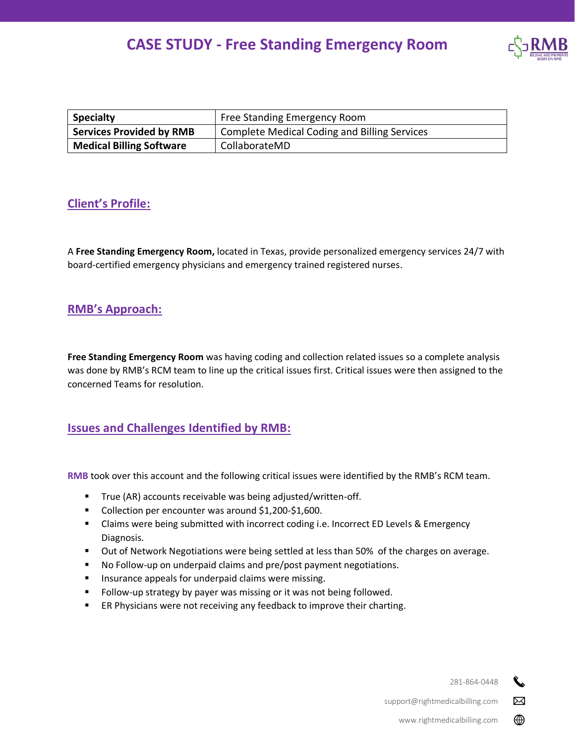# CASE STUDY - Free Standing Emergency Room

| Specialty | Free Standing Emergency Room |
|---|---|
| Services Provided by RMB | Complete Medical Coding and Billing Services |
| Medical Billing Software | CollaborateMD |

## Client's Profile:

A **Free Standing Emergency Room,** located in Texas, provide personalized emergency services 24/7 with board-certified emergency physicians and emergency trained registered nurses.

## RMB's Approach:

**Free Standing Emergency Room** was having coding and collection related issues so a complete analysis was done by RMB's RCM team to line up the critical issues first. Critical issues were then assigned to the concerned Teams for resolution.

## Issues and Challenges Identified by RMB:

RMB took over this account and the following critical issues were identified by the RMB's RCM team.

- True (AR) accounts receivable was being adjusted/written-off.
- Collection per encounter was around $1,200-$1,600.
- Claims were being submitted with incorrect coding i.e. Incorrect ED Levels & Emergency Diagnosis.
- Out of Network Negotiations were being settled at less than 50% of the charges on average.
- No Follow-up on underpaid claims and pre/post payment negotiations.
- Insurance appeals for underpaid claims were missing.
- Follow-up strategy by payer was missing or it was not being followed.
- ER Physicians were not receiving any feedback to improve their charting.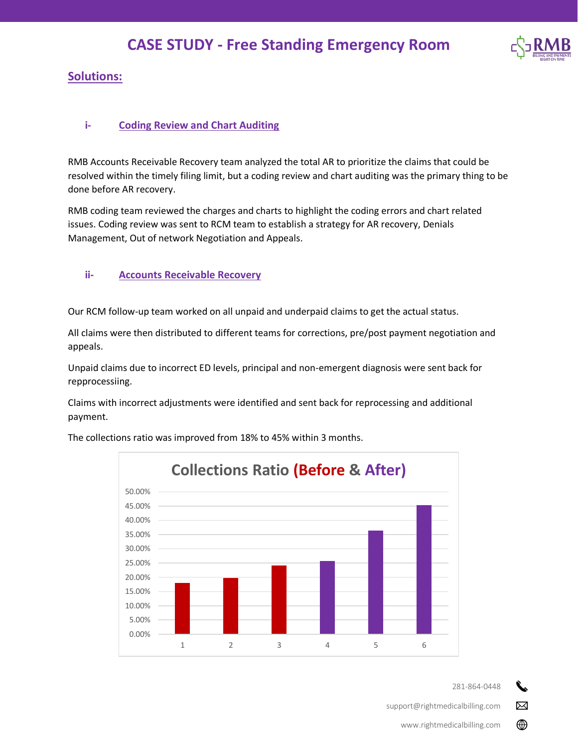# CASE STUDY - Free Standing Emergency Room

## Solutions:

### i- Coding Review and Chart Auditing

RMB Accounts Receivable Recovery team analyzed the total AR to prioritize the claims that could be resolved within the timely filing limit, but a coding review and chart auditing was the primary thing to be done before AR recovery.

RMB coding team reviewed the charges and charts to highlight the coding errors and chart related issues. Coding review was sent to RCM team to establish a strategy for AR recovery, Denials Management, Out of network Negotiation and Appeals.

### ii- Accounts Receivable Recovery

Our RCM follow-up team worked on all unpaid and underpaid claims to get the actual status.

All claims were then distributed to different teams for corrections, pre/post payment negotiation and appeals.

Unpaid claims due to incorrect ED levels, principal and non-emergent diagnosis were sent back for repprocessiing.

Claims with incorrect adjustments were identified and sent back for reprocessing and additional payment.

The collections ratio was improved from 18% to 45% within 3 months.

**Collections Ratio (Before & After)**

| | 1 | 2 | 3 | 4 | 5 | 6 |
|---|---|---|---|---|---|---|
| Collections Ratio | ~18% (Before) | ~20% (Before) | ~24% (Before) | ~25.5% (After) | ~36% (After) | ~45% (After) |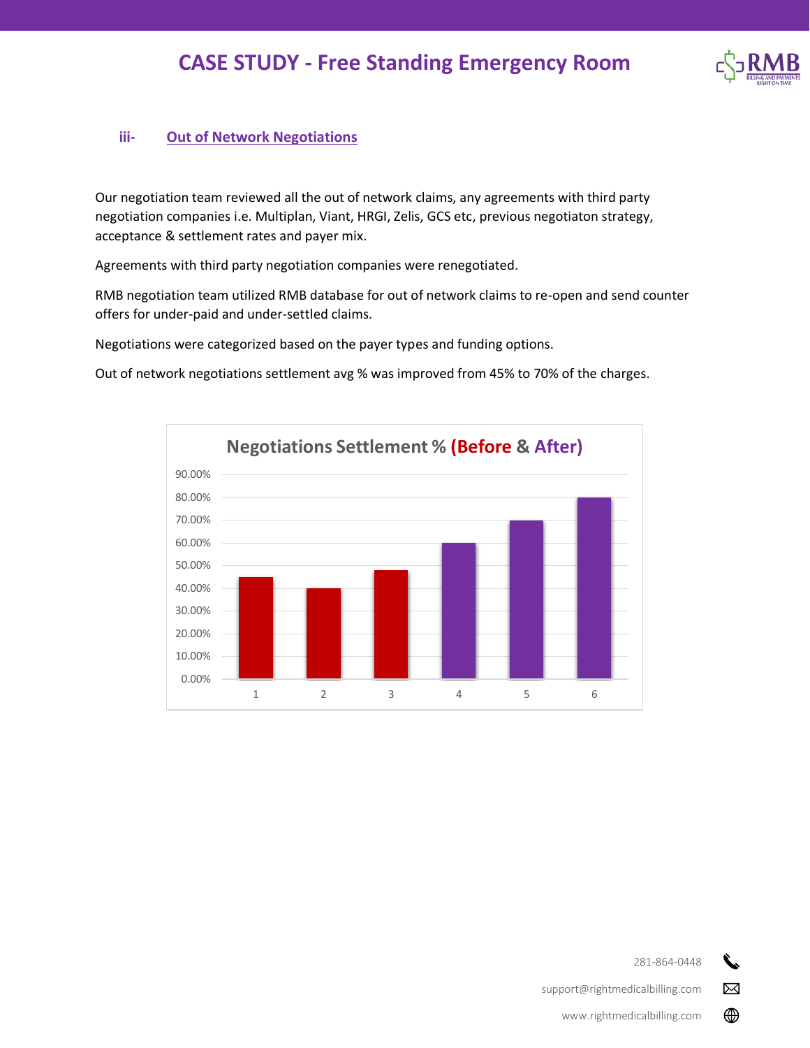### iii- Out of Network Negotiations

Our negotiation team reviewed all the out of network claims, any agreements with third party negotiation companies i.e. Multiplan, Viant, HRGI, Zelis, GCS etc, previous negotiaton strategy, acceptance & settlement rates and payer mix.

Agreements with third party negotiation companies were renegotiated.

RMB negotiation team utilized RMB database for out of network claims to re-open and send counter offers for under-paid and under-settled claims.

Negotiations were categorized based on the payer types and funding options.

Out of network negotiations settlement avg % was improved from 45% to 70% of the charges.

**Negotiations Settlement % (Before & After)**

| | 1 | 2 | 3 | 4 | 5 | 6 |
|---|---|---|---|---|---|---|
| Settlement % | 45.00% | 40.00% | 48.00% | 60.00% | 70.00% | 80.00% |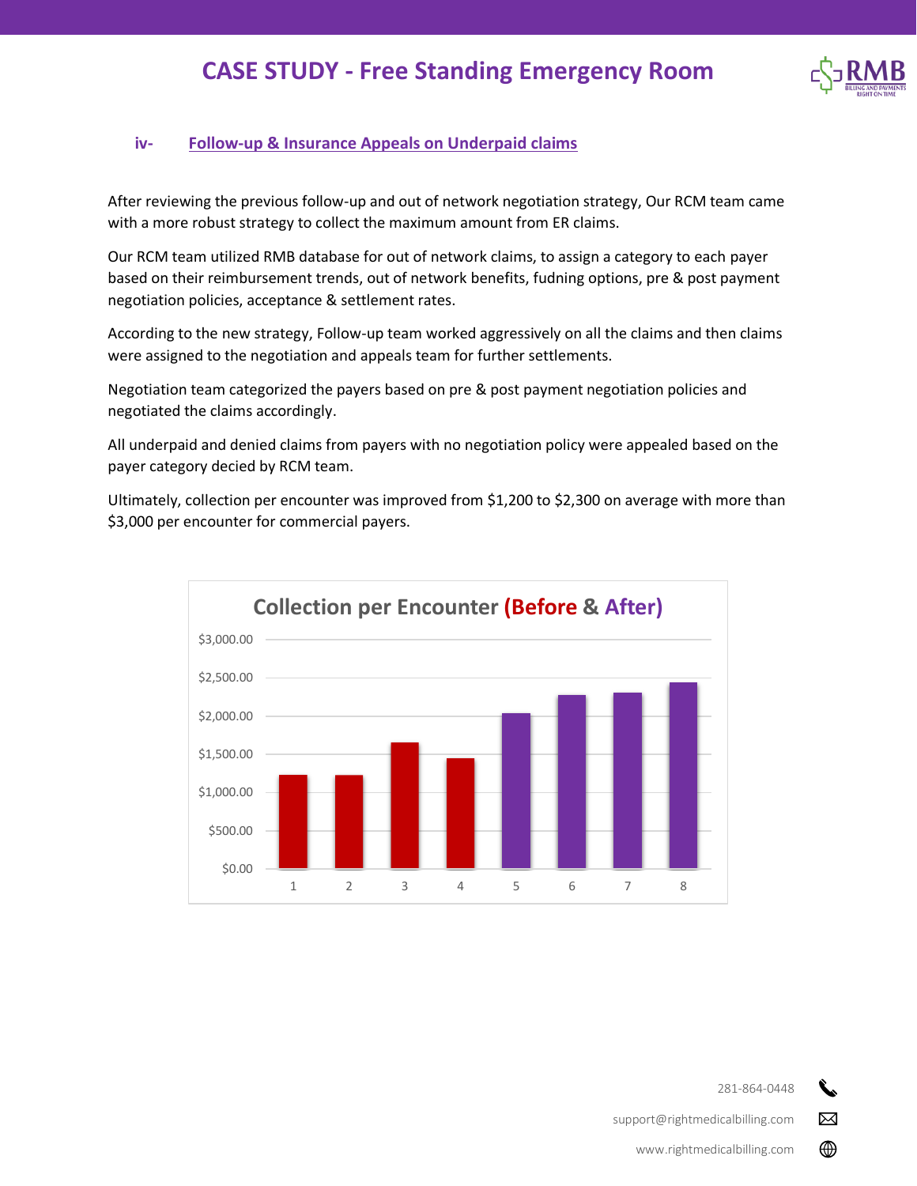# CASE STUDY - Free Standing Emergency Room

### iv- Follow-up & Insurance Appeals on Underpaid claims

After reviewing the previous follow-up and out of network negotiation strategy, Our RCM team came with a more robust strategy to collect the maximum amount from ER claims.

Our RCM team utilized RMB database for out of network claims, to assign a category to each payer based on their reimbursement trends, out of network benefits, fudning options, pre & post payment negotiation policies, acceptance & settlement rates.

According to the new strategy, Follow-up team worked aggressively on all the claims and then claims were assigned to the negotiation and appeals team for further settlements.

Negotiation team categorized the payers based on pre & post payment negotiation policies and negotiated the claims accordingly.

All underpaid and denied claims from payers with no negotiation policy were appealed based on the payer category decied by RCM team.

Ultimately, collection per encounter was improved from $1,200 to $2,300 on average with more than $3,000 per encounter for commercial payers.

**Collection per Encounter (Before & After)**

| Period | Collection per Encounter (approx.) |
|---|---|
| 1 (Before) | $1,230 |
| 2 (Before) | $1,225 |
| 3 (Before) | $1,650 |
| 4 (Before) | $1,440 |
| 5 (After) | $2,030 |
| 6 (After) | $2,270 |
| 7 (After) | $2,300 |
| 8 (After) | $2,440 |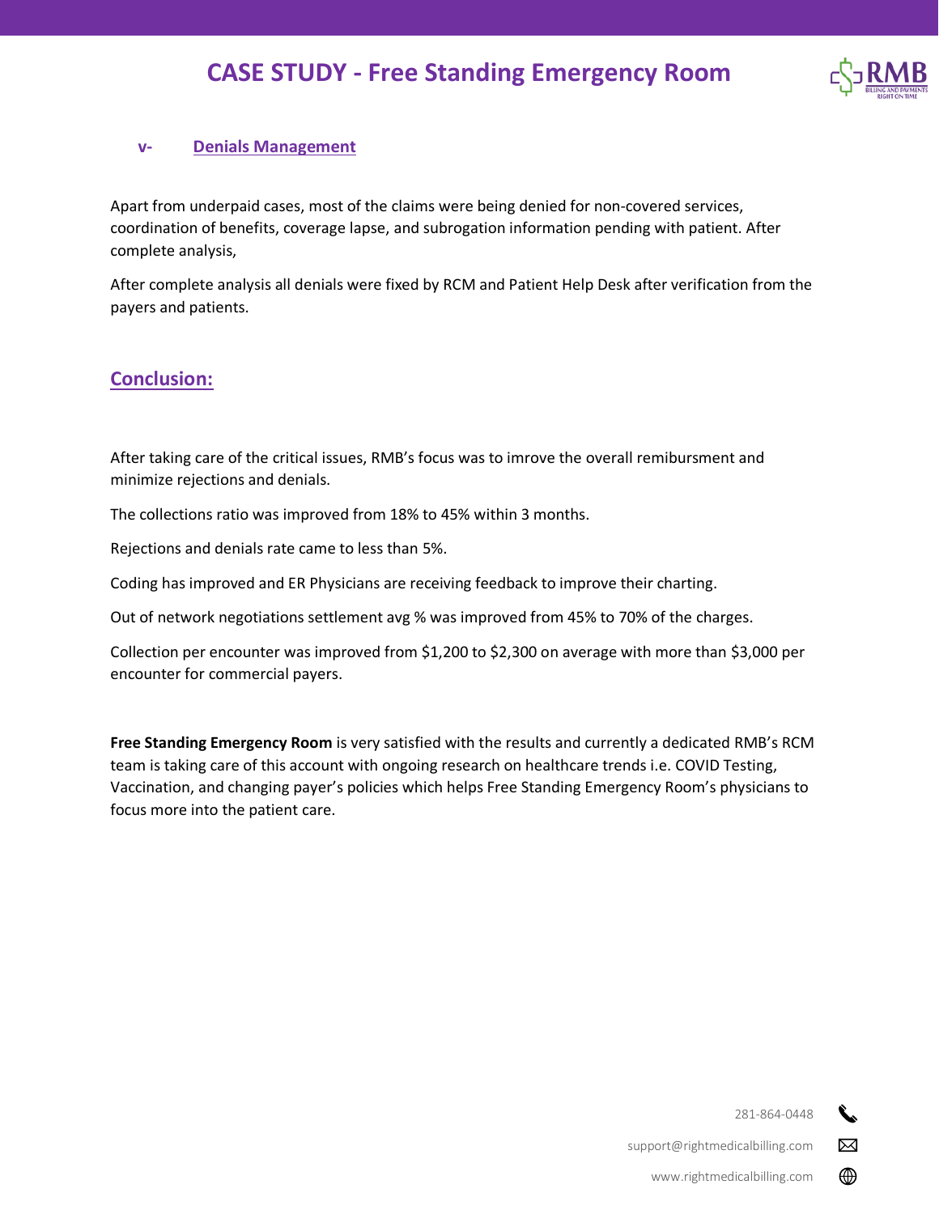### v- Denials Management

Apart from underpaid cases, most of the claims were being denied for non-covered services, coordination of benefits, coverage lapse, and subrogation information pending with patient. After complete analysis,

After complete analysis all denials were fixed by RCM and Patient Help Desk after verification from the payers and patients.

## Conclusion:

After taking care of the critical issues, RMB's focus was to imrove the overall remibursment and minimize rejections and denials.

The collections ratio was improved from 18% to 45% within 3 months.

Rejections and denials rate came to less than 5%.

Coding has improved and ER Physicians are receiving feedback to improve their charting.

Out of network negotiations settlement avg % was improved from 45% to 70% of the charges.

Collection per encounter was improved from $1,200 to $2,300 on average with more than $3,000 per encounter for commercial payers.

**Free Standing Emergency Room** is very satisfied with the results and currently a dedicated RMB's RCM team is taking care of this account with ongoing research on healthcare trends i.e. COVID Testing, Vaccination, and changing payer's policies which helps Free Standing Emergency Room's physicians to focus more into the patient care.